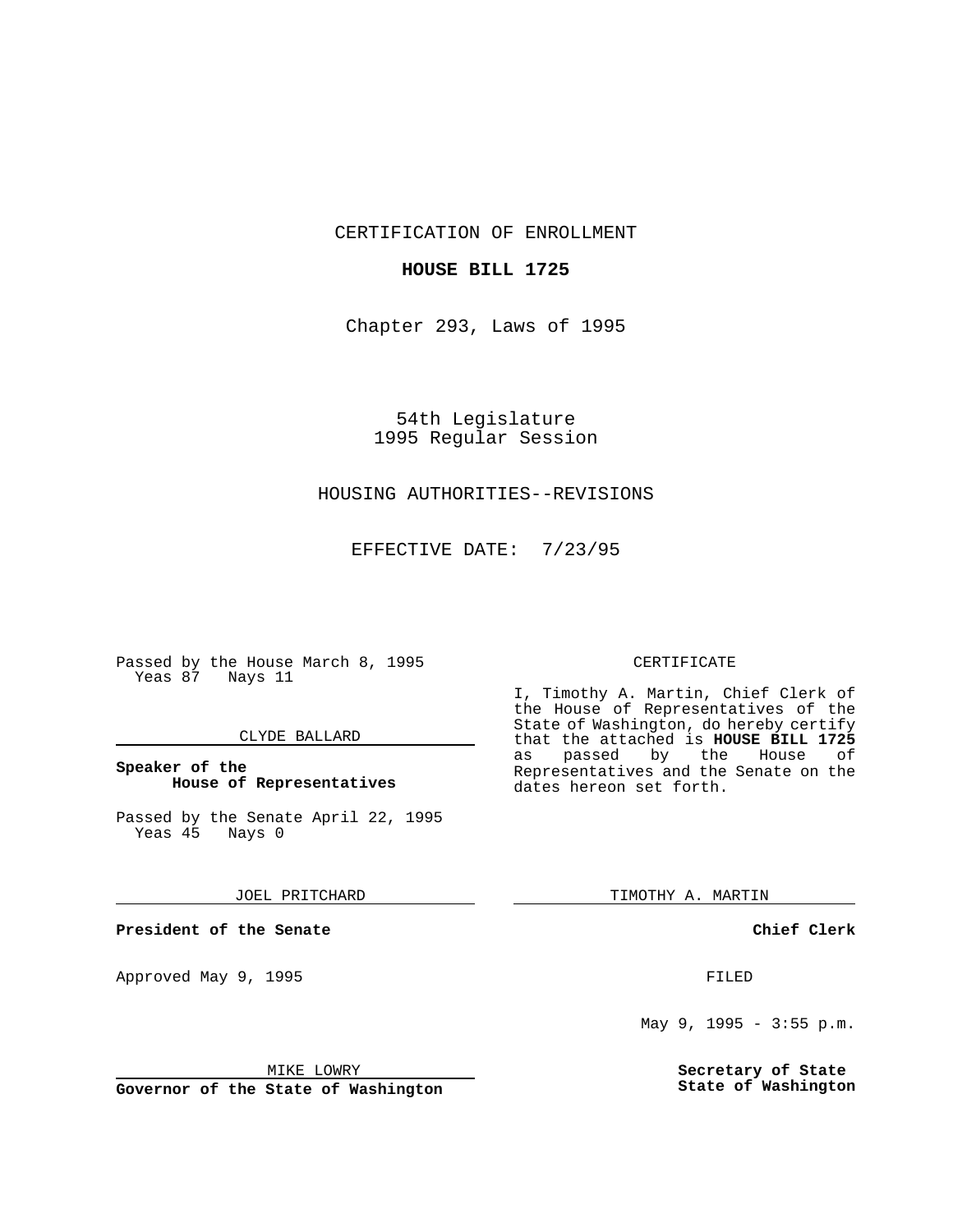CERTIFICATION OF ENROLLMENT

**HOUSE BILL 1725**

Chapter 293, Laws of 1995

54th Legislature
1995 Regular Session

HOUSING AUTHORITIES--REVISIONS

EFFECTIVE DATE: 7/23/95

Passed by the House March 8, 1995
Yeas 87 Nays 11

CLYDE BALLARD

**Speaker of the House of Representatives**

Passed by the Senate April 22, 1995
Yeas 45 Nays 0

JOEL PRITCHARD

**President of the Senate**

Approved May 9, 1995

MIKE LOWRY

**Governor of the State of Washington**

CERTIFICATE

I, Timothy A. Martin, Chief Clerk of the House of Representatives of the State of Washington, do hereby certify that the attached is **HOUSE BILL 1725** as passed by the House of Representatives and the Senate on the dates hereon set forth.

TIMOTHY A. MARTIN

**Chief Clerk**

FILED

May 9, 1995 - 3:55 p.m.

**Secretary of State**
**State of Washington**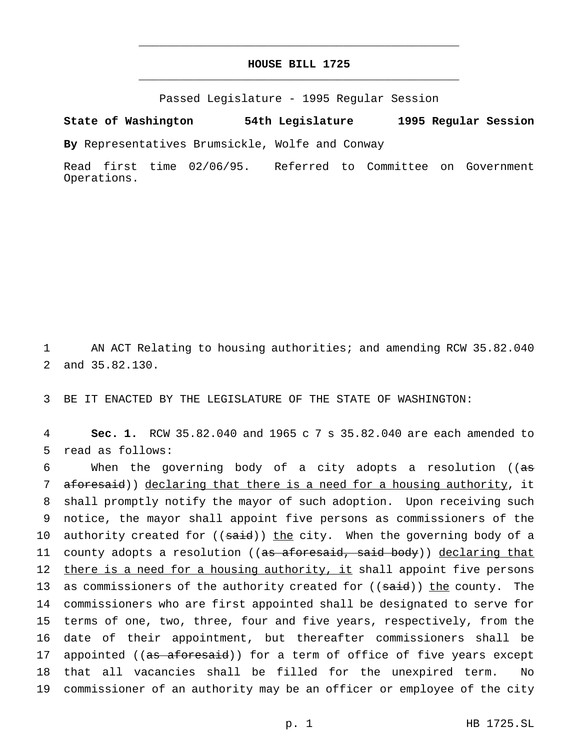# HOUSE BILL 1725

Passed Legislature - 1995 Regular Session

**State of Washington 54th Legislature 1995 Regular Session**

**By** Representatives Brumsickle, Wolfe and Conway

Read first time 02/06/95. Referred to Committee on Government Operations.

AN ACT Relating to housing authorities; and amending RCW 35.82.040 and 35.82.130.

BE IT ENACTED BY THE LEGISLATURE OF THE STATE OF WASHINGTON:

**Sec. 1.** RCW 35.82.040 and 1965 c 7 s 35.82.040 are each amended to read as follows:

When the governing body of a city adopts a resolution ((~~as aforesaid~~)) <u>declaring that there is a need for a housing authority</u>, it shall promptly notify the mayor of such adoption. Upon receiving such notice, the mayor shall appoint five persons as commissioners of the authority created for ((~~said~~)) <u>the</u> city. When the governing body of a county adopts a resolution ((~~as aforesaid, said body~~)) <u>declaring that there is a need for a housing authority, it</u> shall appoint five persons as commissioners of the authority created for ((~~said~~)) <u>the</u> county. The commissioners who are first appointed shall be designated to serve for terms of one, two, three, four and five years, respectively, from the date of their appointment, but thereafter commissioners shall be appointed ((~~as aforesaid~~)) for a term of office of five years except that all vacancies shall be filled for the unexpired term. No commissioner of an authority may be an officer or employee of the city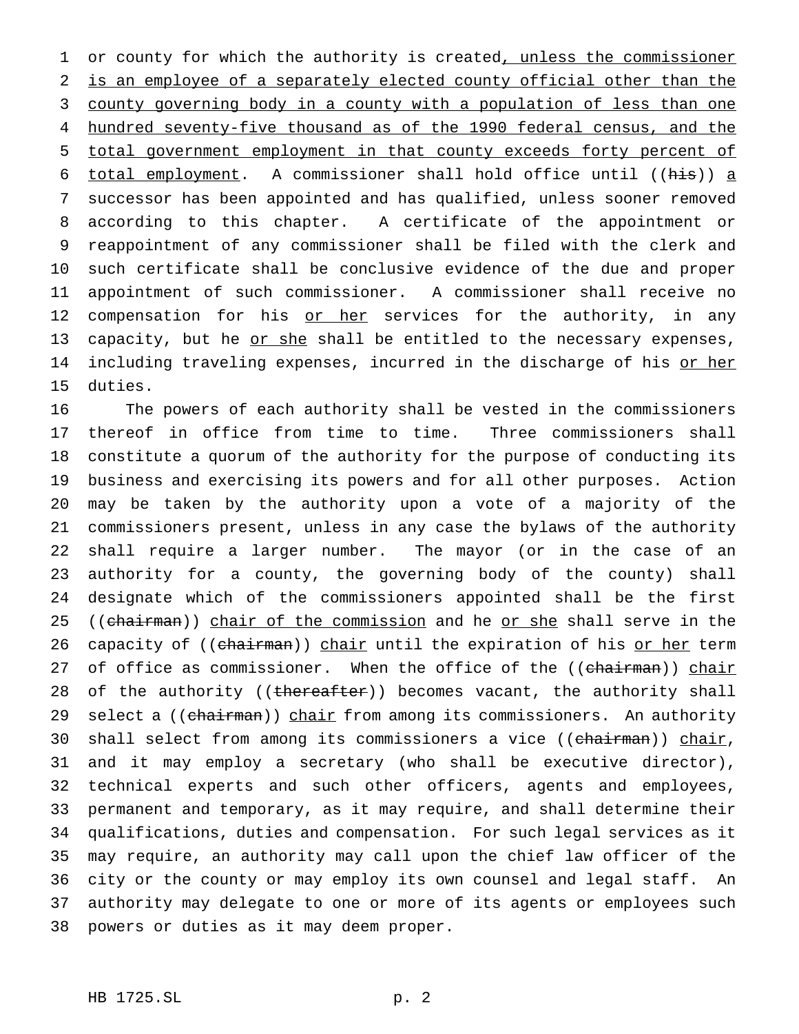or county for which the authority is created, unless the commissioner is an employee of a separately elected county official other than the county governing body in a county with a population of less than one hundred seventy-five thousand as of the 1990 federal census, and the total government employment in that county exceeds forty percent of total employment. A commissioner shall hold office until ((his)) a successor has been appointed and has qualified, unless sooner removed according to this chapter. A certificate of the appointment or reappointment of any commissioner shall be filed with the clerk and such certificate shall be conclusive evidence of the due and proper appointment of such commissioner. A commissioner shall receive no compensation for his or her services for the authority, in any capacity, but he or she shall be entitled to the necessary expenses, including traveling expenses, incurred in the discharge of his or her duties.

The powers of each authority shall be vested in the commissioners thereof in office from time to time. Three commissioners shall constitute a quorum of the authority for the purpose of conducting its business and exercising its powers and for all other purposes. Action may be taken by the authority upon a vote of a majority of the commissioners present, unless in any case the bylaws of the authority shall require a larger number. The mayor (or in the case of an authority for a county, the governing body of the county) shall designate which of the commissioners appointed shall be the first ((chairman)) chair of the commission and he or she shall serve in the capacity of ((chairman)) chair until the expiration of his or her term of office as commissioner. When the office of the ((chairman)) chair of the authority ((thereafter)) becomes vacant, the authority shall select a ((chairman)) chair from among its commissioners. An authority shall select from among its commissioners a vice ((chairman)) chair, and it may employ a secretary (who shall be executive director), technical experts and such other officers, agents and employees, permanent and temporary, as it may require, and shall determine their qualifications, duties and compensation. For such legal services as it may require, an authority may call upon the chief law officer of the city or the county or may employ its own counsel and legal staff. An authority may delegate to one or more of its agents or employees such powers or duties as it may deem proper.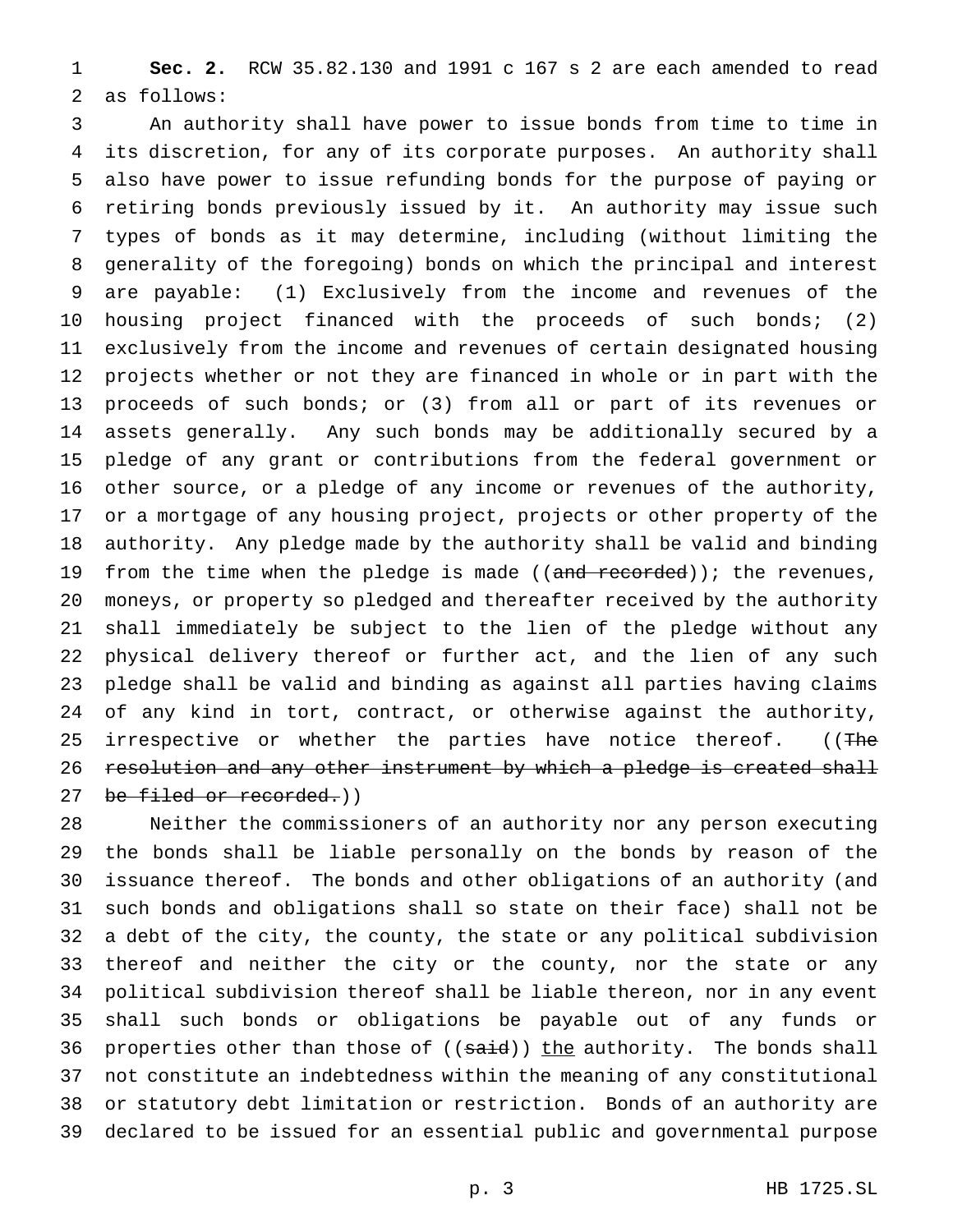**Sec. 2.** RCW 35.82.130 and 1991 c 167 s 2 are each amended to read as follows:

An authority shall have power to issue bonds from time to time in its discretion, for any of its corporate purposes. An authority shall also have power to issue refunding bonds for the purpose of paying or retiring bonds previously issued by it. An authority may issue such types of bonds as it may determine, including (without limiting the generality of the foregoing) bonds on which the principal and interest are payable: (1) Exclusively from the income and revenues of the housing project financed with the proceeds of such bonds; (2) exclusively from the income and revenues of certain designated housing projects whether or not they are financed in whole or in part with the proceeds of such bonds; or (3) from all or part of its revenues or assets generally. Any such bonds may be additionally secured by a pledge of any grant or contributions from the federal government or other source, or a pledge of any income or revenues of the authority, or a mortgage of any housing project, projects or other property of the authority. Any pledge made by the authority shall be valid and binding from the time when the pledge is made ((~~and recorded~~)); the revenues, moneys, or property so pledged and thereafter received by the authority shall immediately be subject to the lien of the pledge without any physical delivery thereof or further act, and the lien of any such pledge shall be valid and binding as against all parties having claims of any kind in tort, contract, or otherwise against the authority, irrespective or whether the parties have notice thereof. ((~~The resolution and any other instrument by which a pledge is created shall be filed or recorded.~~))

Neither the commissioners of an authority nor any person executing the bonds shall be liable personally on the bonds by reason of the issuance thereof. The bonds and other obligations of an authority (and such bonds and obligations shall so state on their face) shall not be a debt of the city, the county, the state or any political subdivision thereof and neither the city or the county, nor the state or any political subdivision thereof shall be liable thereon, nor in any event shall such bonds or obligations be payable out of any funds or properties other than those of ((~~said~~)) <u>the</u> authority. The bonds shall not constitute an indebtedness within the meaning of any constitutional or statutory debt limitation or restriction. Bonds of an authority are declared to be issued for an essential public and governmental purpose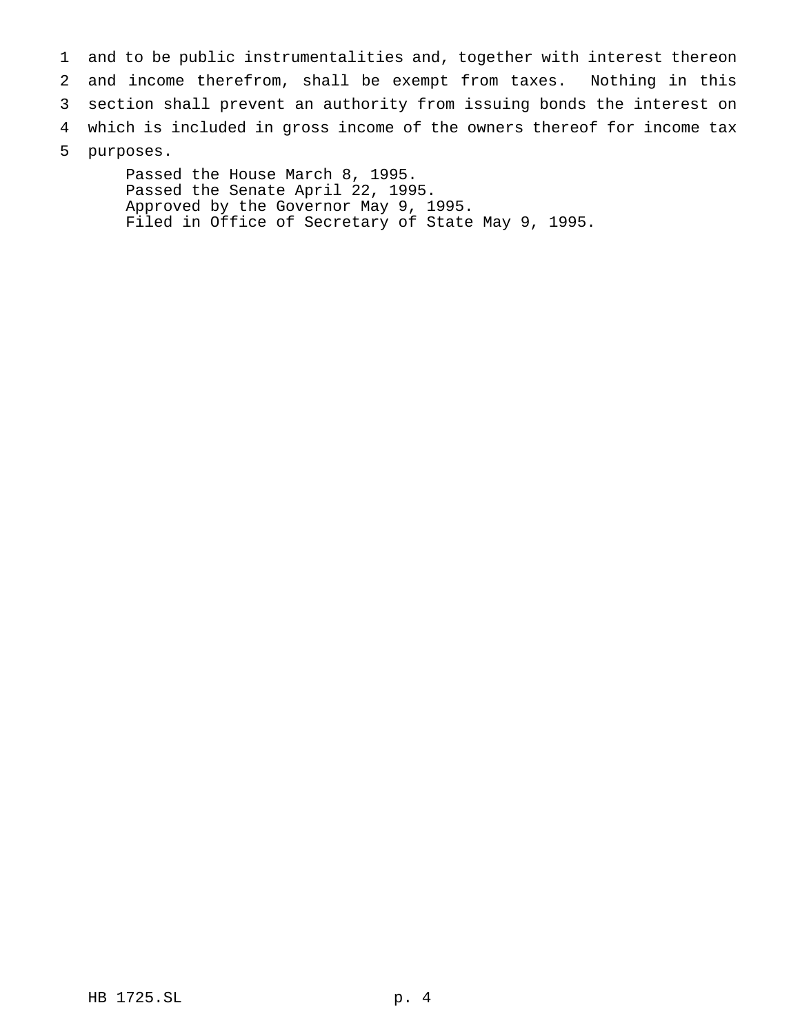and to be public instrumentalities and, together with interest thereon and income therefrom, shall be exempt from taxes. Nothing in this section shall prevent an authority from issuing bonds the interest on which is included in gross income of the owners thereof for income tax purposes.

Passed the House March 8, 1995.
Passed the Senate April 22, 1995.
Approved by the Governor May 9, 1995.
Filed in Office of Secretary of State May 9, 1995.